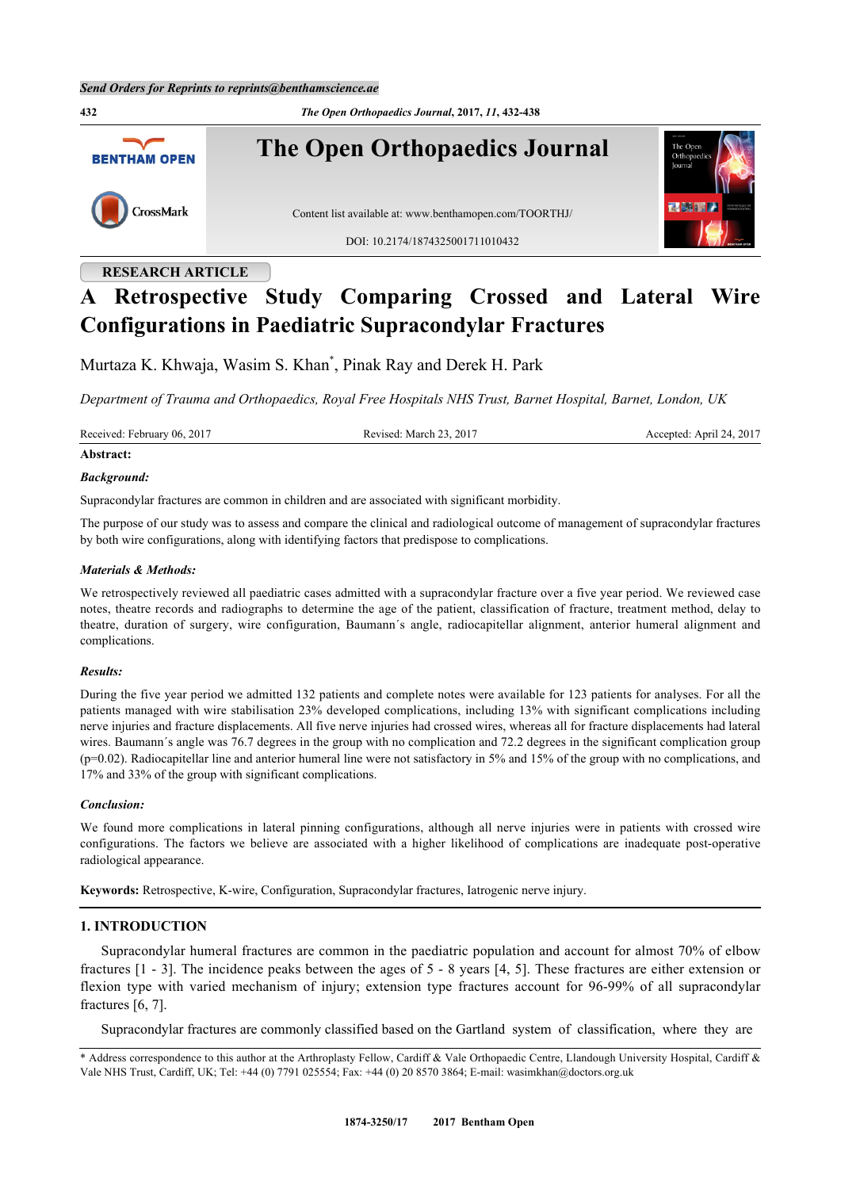RESEARCH ARTICLE

# A Retrospective Study Comparing Crossed and Lateral Wire Configurations in Paediatric Supracondylar Fractures

Murtaza K. Khwaja, Wasim S. Khan*, Pinak Ray and Derek H. Park

*Department of Trauma and Orthopaedics, Royal Free Hospitals NHS Trust, Barnet Hospital, Barnet, London, UK*

Received: February 06, 2017 Revised: March 23, 2017 Accepted: April 24, 2017

**Abstract:**

***Background:***

Supracondylar fractures are common in children and are associated with significant morbidity.

The purpose of our study was to assess and compare the clinical and radiological outcome of management of supracondylar fractures by both wire configurations, along with identifying factors that predispose to complications.

***Materials & Methods:***

We retrospectively reviewed all paediatric cases admitted with a supracondylar fracture over a five year period. We reviewed case notes, theatre records and radiographs to determine the age of the patient, classification of fracture, treatment method, delay to theatre, duration of surgery, wire configuration, Baumann´s angle, radiocapitellar alignment, anterior humeral alignment and complications.

***Results:***

During the five year period we admitted 132 patients and complete notes were available for 123 patients for analyses. For all the patients managed with wire stabilisation 23% developed complications, including 13% with significant complications including nerve injuries and fracture displacements. All five nerve injuries had crossed wires, whereas all for fracture displacements had lateral wires. Baumann´s angle was 76.7 degrees in the group with no complication and 72.2 degrees in the significant complication group ($p=0.02$). Radiocapitellar line and anterior humeral line were not satisfactory in 5% and 15% of the group with no complications, and 17% and 33% of the group with significant complications.

***Conclusion:***

We found more complications in lateral pinning configurations, although all nerve injuries were in patients with crossed wire configurations. The factors we believe are associated with a higher likelihood of complications are inadequate post-operative radiological appearance.

**Keywords:** Retrospective, K-wire, Configuration, Supracondylar fractures, Iatrogenic nerve injury.

## 1. INTRODUCTION

Supracondylar humeral fractures are common in the paediatric population and account for almost 70% of elbow fractures [1 - 3]. The incidence peaks between the ages of 5 - 8 years [4, 5]. These fractures are either extension or flexion type with varied mechanism of injury; extension type fractures account for 96-99% of all supracondylar fractures [6, 7].

Supracondylar fractures are commonly classified based on the Gartland system of classification, where they are

\* Address correspondence to this author at the Arthroplasty Fellow, Cardiff & Vale Orthopaedic Centre, Llandough University Hospital, Cardiff & Vale NHS Trust, Cardiff, UK; Tel: +44 (0) 7791 025554; Fax: +44 (0) 20 8570 3864; E-mail: wasimkhan@doctors.org.uk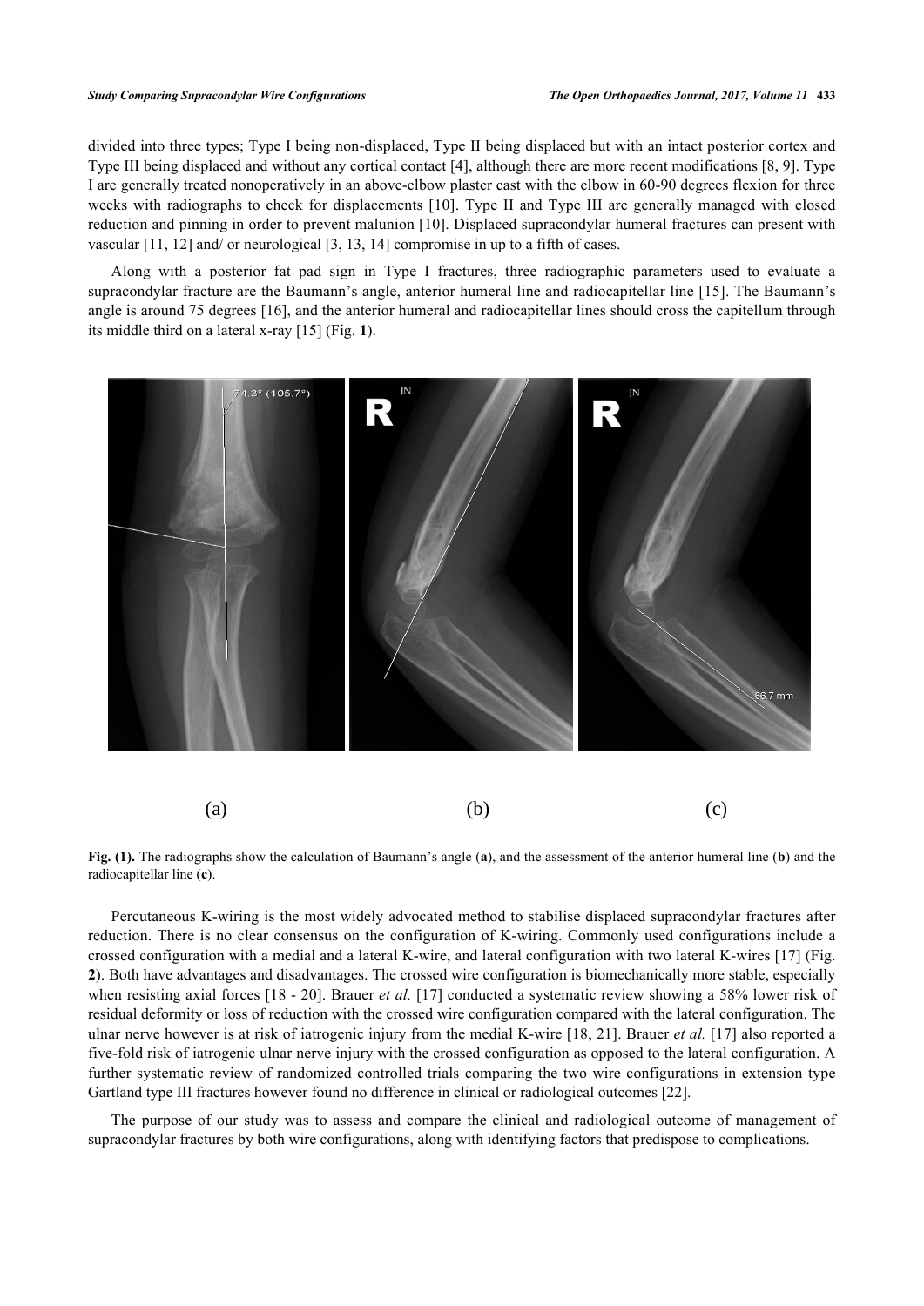divided into three types; Type I being non-displaced, Type II being displaced but with an intact posterior cortex and Type III being displaced and without any cortical contact [4], although there are more recent modifications [8, 9]. Type I are generally treated nonoperatively in an above-elbow plaster cast with the elbow in 60-90 degrees flexion for three weeks with radiographs to check for displacements [10]. Type II and Type III are generally managed with closed reduction and pinning in order to prevent malunion [10]. Displaced supracondylar humeral fractures can present with vascular [11, 12] and/ or neurological [3, 13, 14] compromise in up to a fifth of cases.

Along with a posterior fat pad sign in Type I fractures, three radiographic parameters used to evaluate a supracondylar fracture are the Baumann's angle, anterior humeral line and radiocapitellar line [15]. The Baumann's angle is around 75 degrees [16], and the anterior humeral and radiocapitellar lines should cross the capitellum through its middle third on a lateral x-ray [15] (Fig. **1**).

**Fig. (1).** The radiographs show the calculation of Baumann's angle (**a**), and the assessment of the anterior humeral line (**b**) and the radiocapitellar line (**c**).

Percutaneous K-wiring is the most widely advocated method to stabilise displaced supracondylar fractures after reduction. There is no clear consensus on the configuration of K-wiring. Commonly used configurations include a crossed configuration with a medial and a lateral K-wire, and lateral configuration with two lateral K-wires [17] (Fig. **2**). Both have advantages and disadvantages. The crossed wire configuration is biomechanically more stable, especially when resisting axial forces [18 - 20]. Brauer *et al.* [17] conducted a systematic review showing a 58% lower risk of residual deformity or loss of reduction with the crossed wire configuration compared with the lateral configuration. The ulnar nerve however is at risk of iatrogenic injury from the medial K-wire [18, 21]. Brauer *et al.* [17] also reported a five-fold risk of iatrogenic ulnar nerve injury with the crossed configuration as opposed to the lateral configuration. A further systematic review of randomized controlled trials comparing the two wire configurations in extension type Gartland type III fractures however found no difference in clinical or radiological outcomes [22].

The purpose of our study was to assess and compare the clinical and radiological outcome of management of supracondylar fractures by both wire configurations, along with identifying factors that predispose to complications.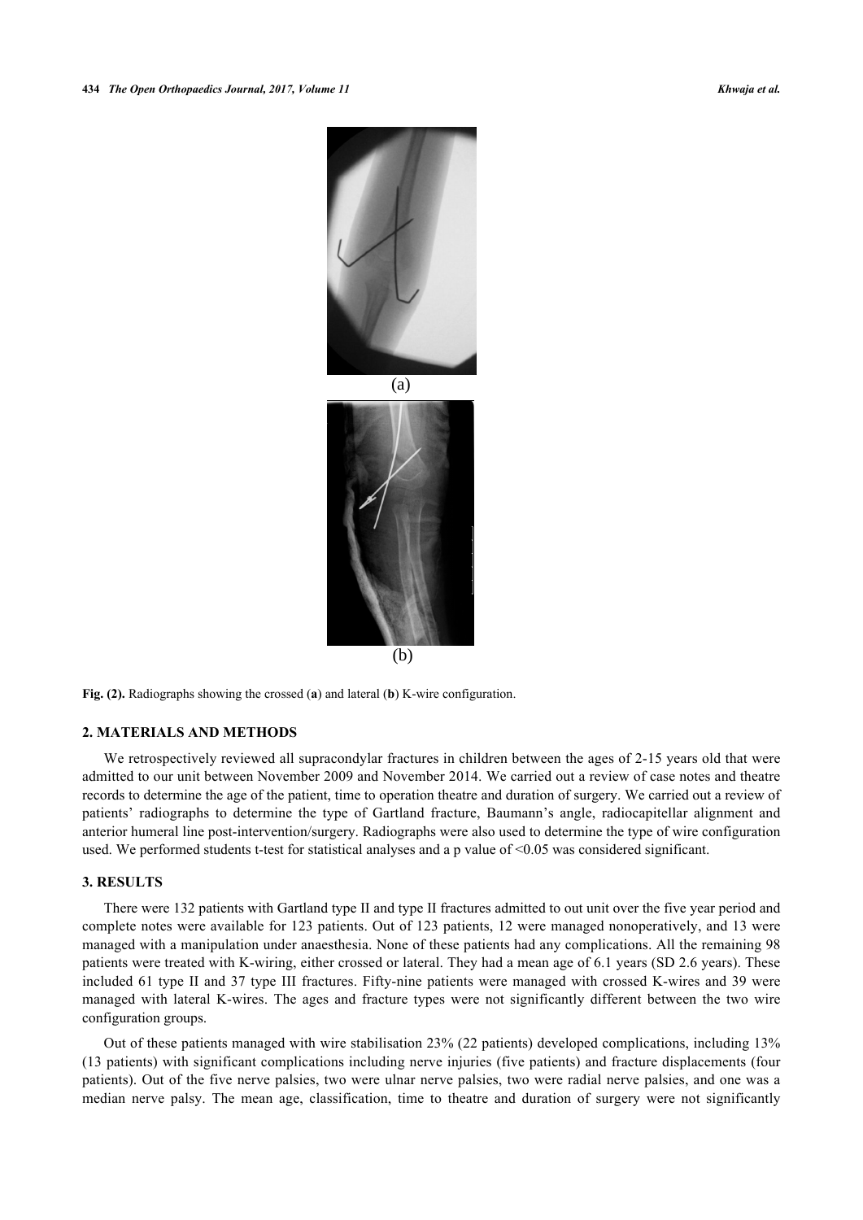(a)

(b)

**Fig. (2).** Radiographs showing the crossed (**a**) and lateral (**b**) K-wire configuration.

## 2. MATERIALS AND METHODS

We retrospectively reviewed all supracondylar fractures in children between the ages of 2-15 years old that were admitted to our unit between November 2009 and November 2014. We carried out a review of case notes and theatre records to determine the age of the patient, time to operation theatre and duration of surgery. We carried out a review of patients' radiographs to determine the type of Gartland fracture, Baumann's angle, radiocapitellar alignment and anterior humeral line post-intervention/surgery. Radiographs were also used to determine the type of wire configuration used. We performed students t-test for statistical analyses and a p value of <0.05 was considered significant.

## 3. RESULTS

There were 132 patients with Gartland type II and type II fractures admitted to out unit over the five year period and complete notes were available for 123 patients. Out of 123 patients, 12 were managed nonoperatively, and 13 were managed with a manipulation under anaesthesia. None of these patients had any complications. All the remaining 98 patients were treated with K-wiring, either crossed or lateral. They had a mean age of 6.1 years (SD 2.6 years). These included 61 type II and 37 type III fractures. Fifty-nine patients were managed with crossed K-wires and 39 were managed with lateral K-wires. The ages and fracture types were not significantly different between the two wire configuration groups.

Out of these patients managed with wire stabilisation 23% (22 patients) developed complications, including 13% (13 patients) with significant complications including nerve injuries (five patients) and fracture displacements (four patients). Out of the five nerve palsies, two were ulnar nerve palsies, two were radial nerve palsies, and one was a median nerve palsy. The mean age, classification, time to theatre and duration of surgery were not significantly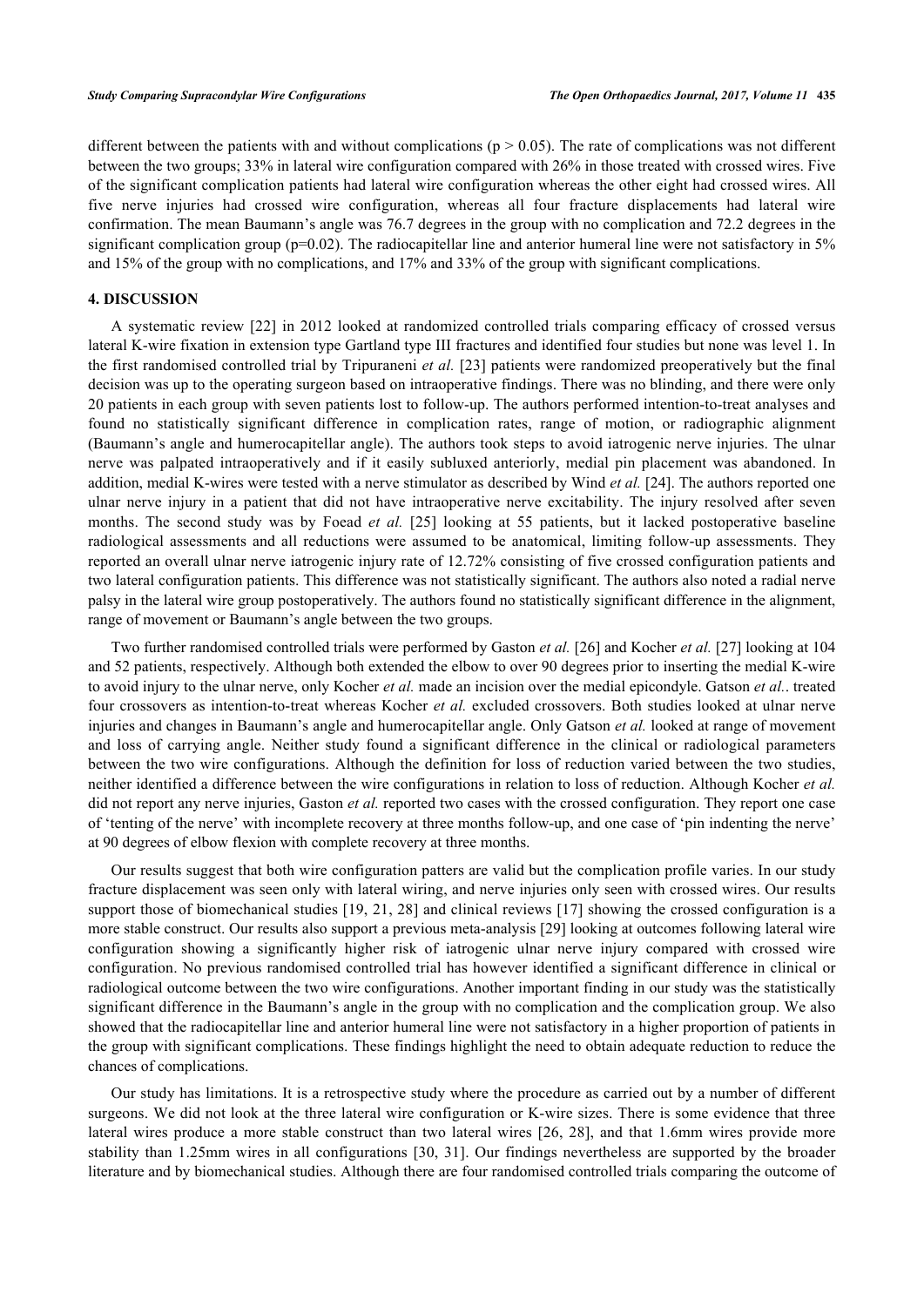different between the patients with and without complications ($p > 0.05$). The rate of complications was not different between the two groups; 33% in lateral wire configuration compared with 26% in those treated with crossed wires. Five of the significant complication patients had lateral wire configuration whereas the other eight had crossed wires. All five nerve injuries had crossed wire configuration, whereas all four fracture displacements had lateral wire confirmation. The mean Baumann's angle was 76.7 degrees in the group with no complication and 72.2 degrees in the significant complication group ($p=0.02$). The radiocapitellar line and anterior humeral line were not satisfactory in 5% and 15% of the group with no complications, and 17% and 33% of the group with significant complications.

## 4. DISCUSSION

A systematic review [22] in 2012 looked at randomized controlled trials comparing efficacy of crossed versus lateral K-wire fixation in extension type Gartland type III fractures and identified four studies but none was level 1. In the first randomised controlled trial by Tripuraneni *et al.* [23] patients were randomized preoperatively but the final decision was up to the operating surgeon based on intraoperative findings. There was no blinding, and there were only 20 patients in each group with seven patients lost to follow-up. The authors performed intention-to-treat analyses and found no statistically significant difference in complication rates, range of motion, or radiographic alignment (Baumann's angle and humerocapitellar angle). The authors took steps to avoid iatrogenic nerve injuries. The ulnar nerve was palpated intraoperatively and if it easily subluxed anteriorly, medial pin placement was abandoned. In addition, medial K-wires were tested with a nerve stimulator as described by Wind *et al.* [24]. The authors reported one ulnar nerve injury in a patient that did not have intraoperative nerve excitability. The injury resolved after seven months. The second study was by Foead *et al.* [25] looking at 55 patients, but it lacked postoperative baseline radiological assessments and all reductions were assumed to be anatomical, limiting follow-up assessments. They reported an overall ulnar nerve iatrogenic injury rate of 12.72% consisting of five crossed configuration patients and two lateral configuration patients. This difference was not statistically significant. The authors also noted a radial nerve palsy in the lateral wire group postoperatively. The authors found no statistically significant difference in the alignment, range of movement or Baumann's angle between the two groups.

Two further randomised controlled trials were performed by Gaston *et al.* [26] and Kocher *et al.* [27] looking at 104 and 52 patients, respectively. Although both extended the elbow to over 90 degrees prior to inserting the medial K-wire to avoid injury to the ulnar nerve, only Kocher *et al.* made an incision over the medial epicondyle. Gatson *et al.*. treated four crossovers as intention-to-treat whereas Kocher *et al.* excluded crossovers. Both studies looked at ulnar nerve injuries and changes in Baumann's angle and humerocapitellar angle. Only Gatson *et al.* looked at range of movement and loss of carrying angle. Neither study found a significant difference in the clinical or radiological parameters between the two wire configurations. Although the definition for loss of reduction varied between the two studies, neither identified a difference between the wire configurations in relation to loss of reduction. Although Kocher *et al.* did not report any nerve injuries, Gaston *et al.* reported two cases with the crossed configuration. They report one case of 'tenting of the nerve' with incomplete recovery at three months follow-up, and one case of 'pin indenting the nerve' at 90 degrees of elbow flexion with complete recovery at three months.

Our results suggest that both wire configuration patters are valid but the complication profile varies. In our study fracture displacement was seen only with lateral wiring, and nerve injuries only seen with crossed wires. Our results support those of biomechanical studies [19, 21, 28] and clinical reviews [17] showing the crossed configuration is a more stable construct. Our results also support a previous meta-analysis [29] looking at outcomes following lateral wire configuration showing a significantly higher risk of iatrogenic ulnar nerve injury compared with crossed wire configuration. No previous randomised controlled trial has however identified a significant difference in clinical or radiological outcome between the two wire configurations. Another important finding in our study was the statistically significant difference in the Baumann's angle in the group with no complication and the complication group. We also showed that the radiocapitellar line and anterior humeral line were not satisfactory in a higher proportion of patients in the group with significant complications. These findings highlight the need to obtain adequate reduction to reduce the chances of complications.

Our study has limitations. It is a retrospective study where the procedure as carried out by a number of different surgeons. We did not look at the three lateral wire configuration or K-wire sizes. There is some evidence that three lateral wires produce a more stable construct than two lateral wires [26, 28], and that 1.6mm wires provide more stability than 1.25mm wires in all configurations [30, 31]. Our findings nevertheless are supported by the broader literature and by biomechanical studies. Although there are four randomised controlled trials comparing the outcome of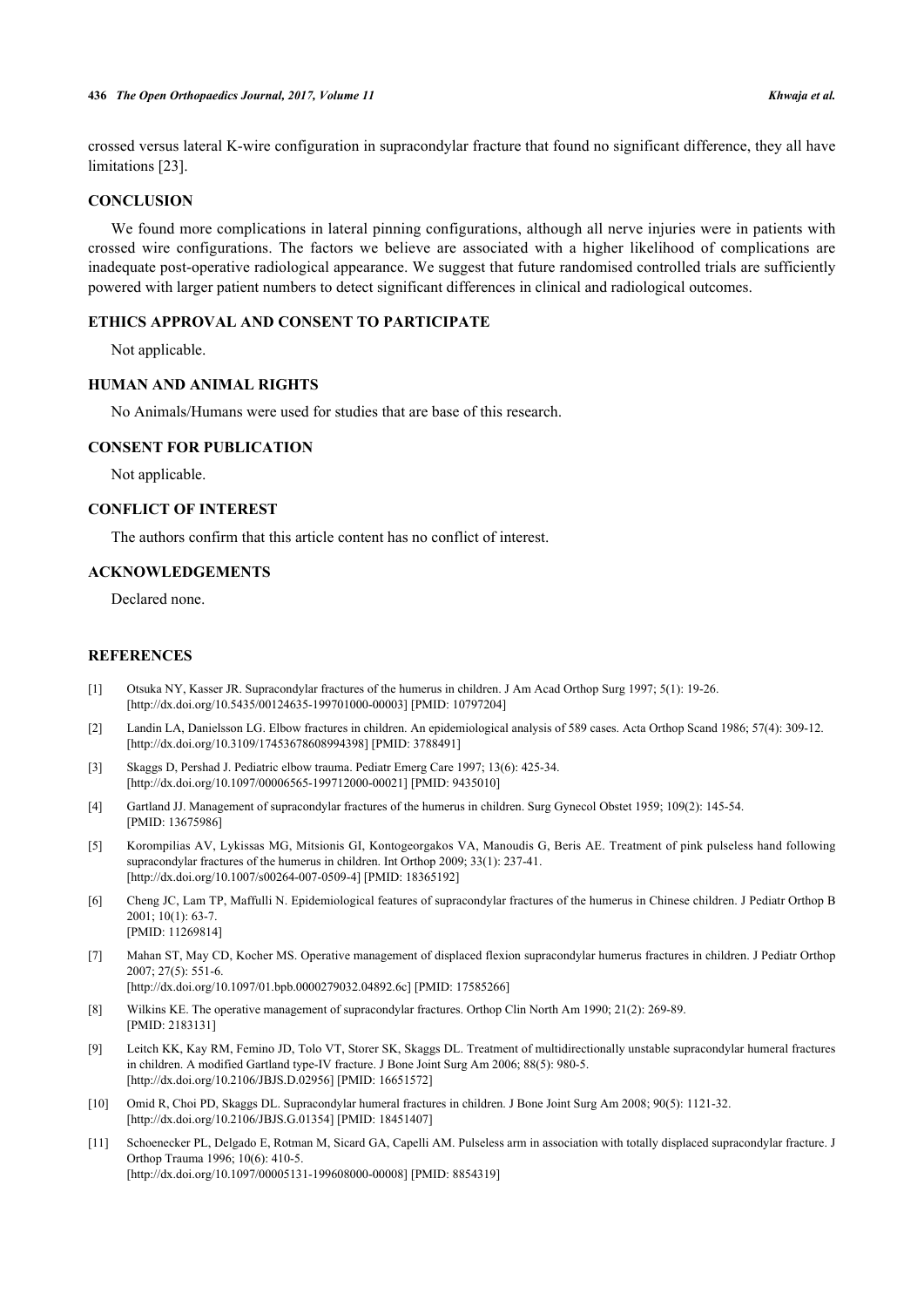crossed versus lateral K-wire configuration in supracondylar fracture that found no significant difference, they all have limitations [23].

## CONCLUSION

We found more complications in lateral pinning configurations, although all nerve injuries were in patients with crossed wire configurations. The factors we believe are associated with a higher likelihood of complications are inadequate post-operative radiological appearance. We suggest that future randomised controlled trials are sufficiently powered with larger patient numbers to detect significant differences in clinical and radiological outcomes.

## ETHICS APPROVAL AND CONSENT TO PARTICIPATE

Not applicable.

## HUMAN AND ANIMAL RIGHTS

No Animals/Humans were used for studies that are base of this research.

## CONSENT FOR PUBLICATION

Not applicable.

## CONFLICT OF INTEREST

The authors confirm that this article content has no conflict of interest.

## ACKNOWLEDGEMENTS

Declared none.

## REFERENCES

[1] Otsuka NY, Kasser JR. Supracondylar fractures of the humerus in children. J Am Acad Orthop Surg 1997; 5(1): 19-26. [http://dx.doi.org/10.5435/00124635-199701000-00003] [PMID: 10797204]

[2] Landin LA, Danielsson LG. Elbow fractures in children. An epidemiological analysis of 589 cases. Acta Orthop Scand 1986; 57(4): 309-12. [http://dx.doi.org/10.3109/17453678608994398] [PMID: 3788491]

[3] Skaggs D, Pershad J. Pediatric elbow trauma. Pediatr Emerg Care 1997; 13(6): 425-34. [http://dx.doi.org/10.1097/00006565-199712000-00021] [PMID: 9435010]

[4] Gartland JJ. Management of supracondylar fractures of the humerus in children. Surg Gynecol Obstet 1959; 109(2): 145-54. [PMID: 13675986]

[5] Korompilias AV, Lykissas MG, Mitsionis GI, Kontogeorgakos VA, Manoudis G, Beris AE. Treatment of pink pulseless hand following supracondylar fractures of the humerus in children. Int Orthop 2009; 33(1): 237-41. [http://dx.doi.org/10.1007/s00264-007-0509-4] [PMID: 18365192]

[6] Cheng JC, Lam TP, Maffulli N. Epidemiological features of supracondylar fractures of the humerus in Chinese children. J Pediatr Orthop B 2001; 10(1): 63-7. [PMID: 11269814]

[7] Mahan ST, May CD, Kocher MS. Operative management of displaced flexion supracondylar humerus fractures in children. J Pediatr Orthop 2007; 27(5): 551-6. [http://dx.doi.org/10.1097/01.bpb.0000279032.04892.6c] [PMID: 17585266]

[8] Wilkins KE. The operative management of supracondylar fractures. Orthop Clin North Am 1990; 21(2): 269-89. [PMID: 2183131]

[9] Leitch KK, Kay RM, Femino JD, Tolo VT, Storer SK, Skaggs DL. Treatment of multidirectionally unstable supracondylar humeral fractures in children. A modified Gartland type-IV fracture. J Bone Joint Surg Am 2006; 88(5): 980-5. [http://dx.doi.org/10.2106/JBJS.D.02956] [PMID: 16651572]

[10] Omid R, Choi PD, Skaggs DL. Supracondylar humeral fractures in children. J Bone Joint Surg Am 2008; 90(5): 1121-32. [http://dx.doi.org/10.2106/JBJS.G.01354] [PMID: 18451407]

[11] Schoenecker PL, Delgado E, Rotman M, Sicard GA, Capelli AM. Pulseless arm in association with totally displaced supracondylar fracture. J Orthop Trauma 1996; 10(6): 410-5. [http://dx.doi.org/10.1097/00005131-199608000-00008] [PMID: 8854319]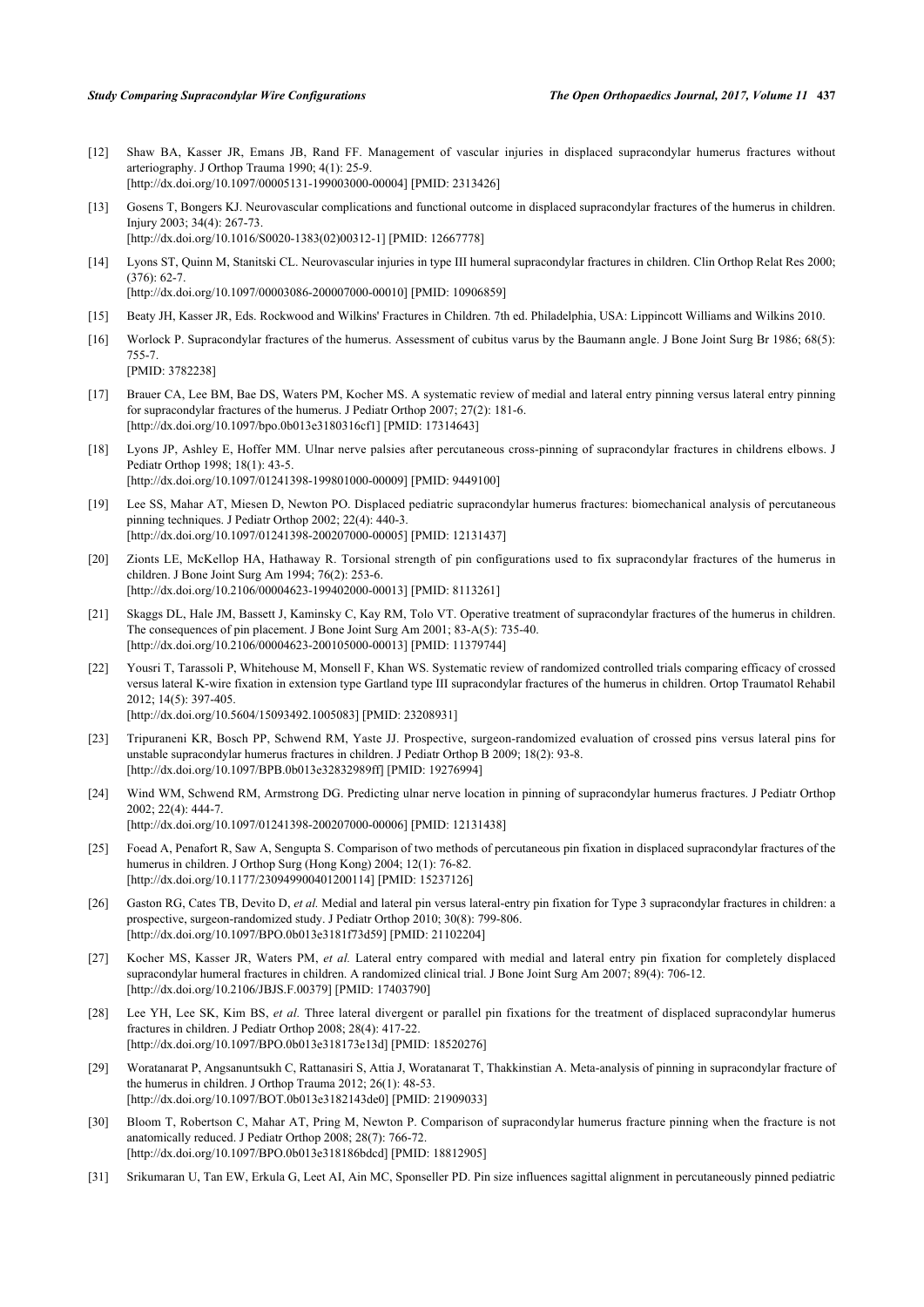[12] Shaw BA, Kasser JR, Emans JB, Rand FF. Management of vascular injuries in displaced supracondylar humerus fractures without arteriography. J Orthop Trauma 1990; 4(1): 25-9.
[http://dx.doi.org/10.1097/00005131-199003000-00004] [PMID: 2313426]

[13] Gosens T, Bongers KJ. Neurovascular complications and functional outcome in displaced supracondylar fractures of the humerus in children. Injury 2003; 34(4): 267-73.
[http://dx.doi.org/10.1016/S0020-1383(02)00312-1] [PMID: 12667778]

[14] Lyons ST, Quinn M, Stanitski CL. Neurovascular injuries in type III humeral supracondylar fractures in children. Clin Orthop Relat Res 2000; (376): 62-7.
[http://dx.doi.org/10.1097/00003086-200007000-00010] [PMID: 10906859]

[15] Beaty JH, Kasser JR, Eds. Rockwood and Wilkins' Fractures in Children. 7th ed. Philadelphia, USA: Lippincott Williams and Wilkins 2010.

[16] Worlock P. Supracondylar fractures of the humerus. Assessment of cubitus varus by the Baumann angle. J Bone Joint Surg Br 1986; 68(5): 755-7.
[PMID: 3782238]

[17] Brauer CA, Lee BM, Bae DS, Waters PM, Kocher MS. A systematic review of medial and lateral entry pinning versus lateral entry pinning for supracondylar fractures of the humerus. J Pediatr Orthop 2007; 27(2): 181-6.
[http://dx.doi.org/10.1097/bpo.0b013e3180316cf1] [PMID: 17314643]

[18] Lyons JP, Ashley E, Hoffer MM. Ulnar nerve palsies after percutaneous cross-pinning of supracondylar fractures in childrens elbows. J Pediatr Orthop 1998; 18(1): 43-5.
[http://dx.doi.org/10.1097/01241398-199801000-00009] [PMID: 9449100]

[19] Lee SS, Mahar AT, Miesen D, Newton PO. Displaced pediatric supracondylar humerus fractures: biomechanical analysis of percutaneous pinning techniques. J Pediatr Orthop 2002; 22(4): 440-3.
[http://dx.doi.org/10.1097/01241398-200207000-00005] [PMID: 12131437]

[20] Zionts LE, McKellop HA, Hathaway R. Torsional strength of pin configurations used to fix supracondylar fractures of the humerus in children. J Bone Joint Surg Am 1994; 76(2): 253-6.
[http://dx.doi.org/10.2106/00004623-199402000-00013] [PMID: 8113261]

[21] Skaggs DL, Hale JM, Bassett J, Kaminsky C, Kay RM, Tolo VT. Operative treatment of supracondylar fractures of the humerus in children. The consequences of pin placement. J Bone Joint Surg Am 2001; 83-A(5): 735-40.
[http://dx.doi.org/10.2106/00004623-200105000-00013] [PMID: 11379744]

[22] Yousri T, Tarassoli P, Whitehouse M, Monsell F, Khan WS. Systematic review of randomized controlled trials comparing efficacy of crossed versus lateral K-wire fixation in extension type Gartland type III supracondylar fractures of the humerus in children. Ortop Traumatol Rehabil 2012; 14(5): 397-405.
[http://dx.doi.org/10.5604/15093492.1005083] [PMID: 23208931]

[23] Tripuraneni KR, Bosch PP, Schwend RM, Yaste JJ. Prospective, surgeon-randomized evaluation of crossed pins versus lateral pins for unstable supracondylar humerus fractures in children. J Pediatr Orthop B 2009; 18(2): 93-8.
[http://dx.doi.org/10.1097/BPB.0b013e32832989ff] [PMID: 19276994]

[24] Wind WM, Schwend RM, Armstrong DG. Predicting ulnar nerve location in pinning of supracondylar humerus fractures. J Pediatr Orthop 2002; 22(4): 444-7.
[http://dx.doi.org/10.1097/01241398-200207000-00006] [PMID: 12131438]

[25] Foead A, Penafort R, Saw A, Sengupta S. Comparison of two methods of percutaneous pin fixation in displaced supracondylar fractures of the humerus in children. J Orthop Surg (Hong Kong) 2004; 12(1): 76-82.
[http://dx.doi.org/10.1177/230949900401200114] [PMID: 15237126]

[26] Gaston RG, Cates TB, Devito D, *et al.* Medial and lateral pin versus lateral-entry pin fixation for Type 3 supracondylar fractures in children: a prospective, surgeon-randomized study. J Pediatr Orthop 2010; 30(8): 799-806.
[http://dx.doi.org/10.1097/BPO.0b013e3181f73d59] [PMID: 21102204]

[27] Kocher MS, Kasser JR, Waters PM, *et al.* Lateral entry compared with medial and lateral entry pin fixation for completely displaced supracondylar humeral fractures in children. A randomized clinical trial. J Bone Joint Surg Am 2007; 89(4): 706-12.
[http://dx.doi.org/10.2106/JBJS.F.00379] [PMID: 17403790]

[28] Lee YH, Lee SK, Kim BS, *et al.* Three lateral divergent or parallel pin fixations for the treatment of displaced supracondylar humerus fractures in children. J Pediatr Orthop 2008; 28(4): 417-22.
[http://dx.doi.org/10.1097/BPO.0b013e318173e13d] [PMID: 18520276]

[29] Woratanarat P, Angsanuntsukh C, Rattanasiri S, Attia J, Woratanarat T, Thakkinstian A. Meta-analysis of pinning in supracondylar fracture of the humerus in children. J Orthop Trauma 2012; 26(1): 48-53.
[http://dx.doi.org/10.1097/BOT.0b013e3182143de0] [PMID: 21909033]

[30] Bloom T, Robertson C, Mahar AT, Pring M, Newton P. Comparison of supracondylar humerus fracture pinning when the fracture is not anatomically reduced. J Pediatr Orthop 2008; 28(7): 766-72.
[http://dx.doi.org/10.1097/BPO.0b013e318186bdcd] [PMID: 18812905]

[31] Srikumaran U, Tan EW, Erkula G, Leet AI, Ain MC, Sponseller PD. Pin size influences sagittal alignment in percutaneously pinned pediatric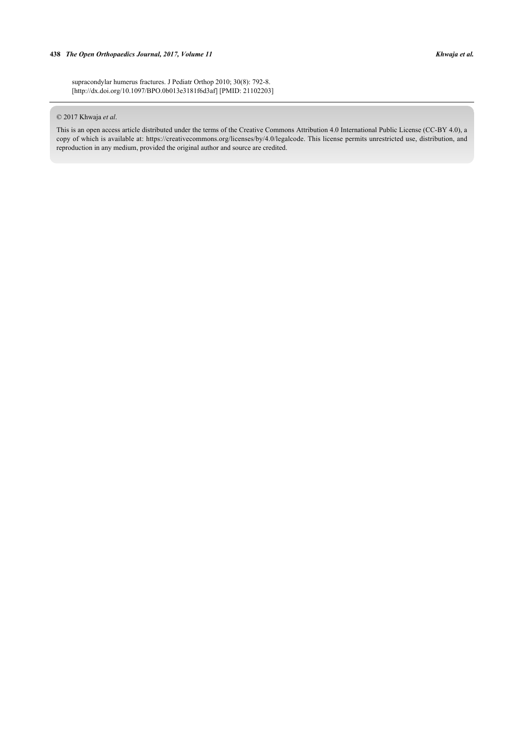supracondylar humerus fractures. J Pediatr Orthop 2010; 30(8): 792-8.
[http://dx.doi.org/10.1097/BPO.0b013e3181f6d3af] [PMID: 21102203]

---

© 2017 Khwaja *et al*.

This is an open access article distributed under the terms of the Creative Commons Attribution 4.0 International Public License (CC-BY 4.0), a copy of which is available at: https://creativecommons.org/licenses/by/4.0/legalcode. This license permits unrestricted use, distribution, and reproduction in any medium, provided the original author and source are credited.